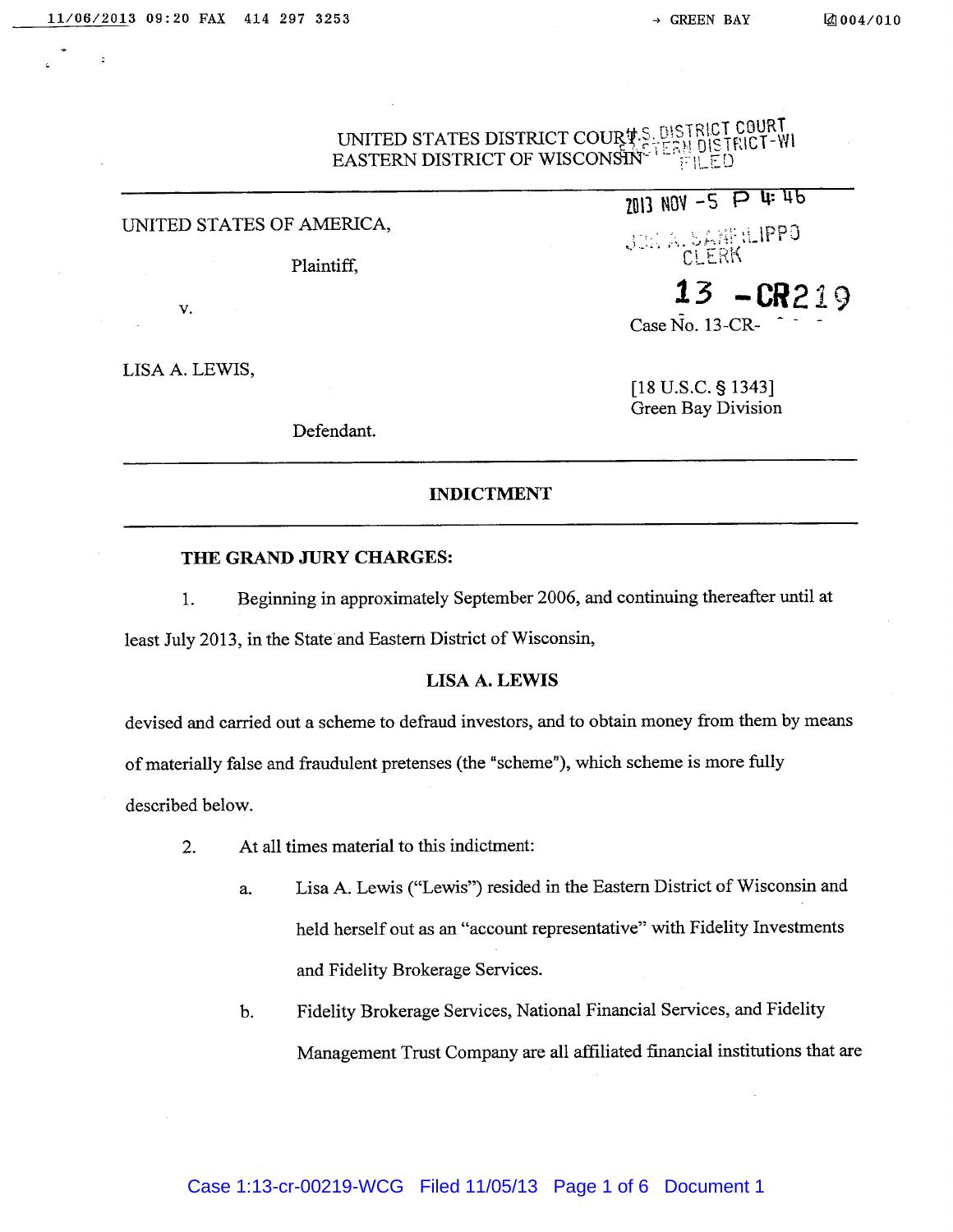UNITED STATES DISTRICT COURT
EASTERN DISTRICT OF WISCONSIN

U.S. DISTRICT COURT
EASTERN DISTRICT-WI
FILED

2013 NOV -5 P 4:46

JON W. SANFILIPPO
CLERK

UNITED STATES OF AMERICA,

Plaintiff,

v.

Case No. 13-CR-219

LISA A. LEWIS,

[18 U.S.C. § 1343]
Green Bay Division

Defendant.

---

## INDICTMENT

---

**THE GRAND JURY CHARGES:**

1. Beginning in approximately September 2006, and continuing thereafter until at least July 2013, in the State and Eastern District of Wisconsin,

**LISA A. LEWIS**

devised and carried out a scheme to defraud investors, and to obtain money from them by means of materially false and fraudulent pretenses (the "scheme"), which scheme is more fully described below.

2. At all times material to this indictment:

   a. Lisa A. Lewis ("Lewis") resided in the Eastern District of Wisconsin and held herself out as an "account representative" with Fidelity Investments and Fidelity Brokerage Services.

   b. Fidelity Brokerage Services, National Financial Services, and Fidelity Management Trust Company are all affiliated financial institutions that are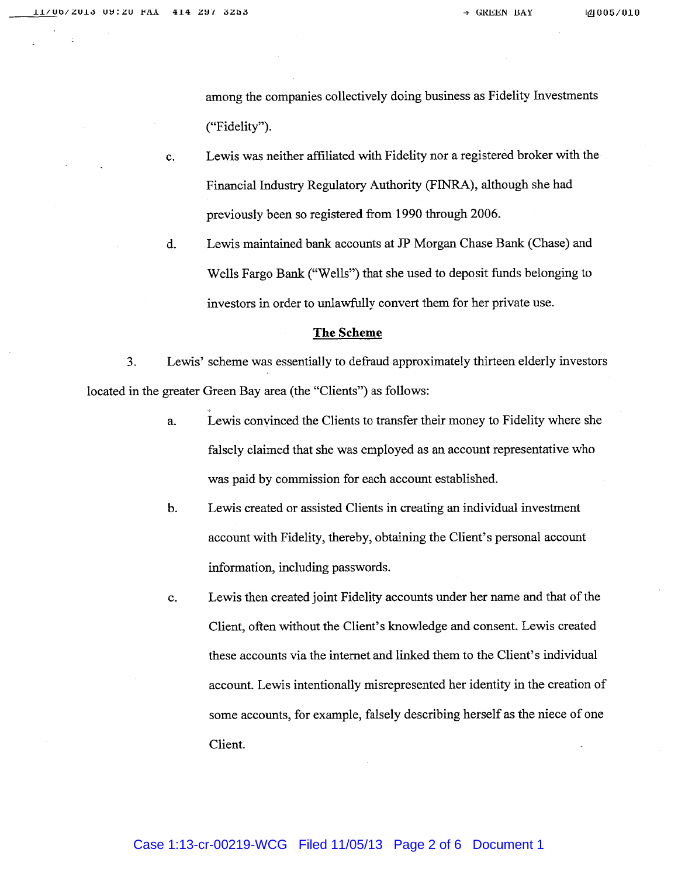among the companies collectively doing business as Fidelity Investments ("Fidelity").

c. Lewis was neither affiliated with Fidelity nor a registered broker with the Financial Industry Regulatory Authority (FINRA), although she had previously been so registered from 1990 through 2006.

d. Lewis maintained bank accounts at JP Morgan Chase Bank (Chase) and Wells Fargo Bank ("Wells") that she used to deposit funds belonging to investors in order to unlawfully convert them for her private use.

## The Scheme

3. Lewis' scheme was essentially to defraud approximately thirteen elderly investors located in the greater Green Bay area (the "Clients") as follows:

a. Lewis convinced the Clients to transfer their money to Fidelity where she falsely claimed that she was employed as an account representative who was paid by commission for each account established.

b. Lewis created or assisted Clients in creating an individual investment account with Fidelity, thereby, obtaining the Client's personal account information, including passwords.

c. Lewis then created joint Fidelity accounts under her name and that of the Client, often without the Client's knowledge and consent. Lewis created these accounts via the internet and linked them to the Client's individual account. Lewis intentionally misrepresented her identity in the creation of some accounts, for example, falsely describing herself as the niece of one Client.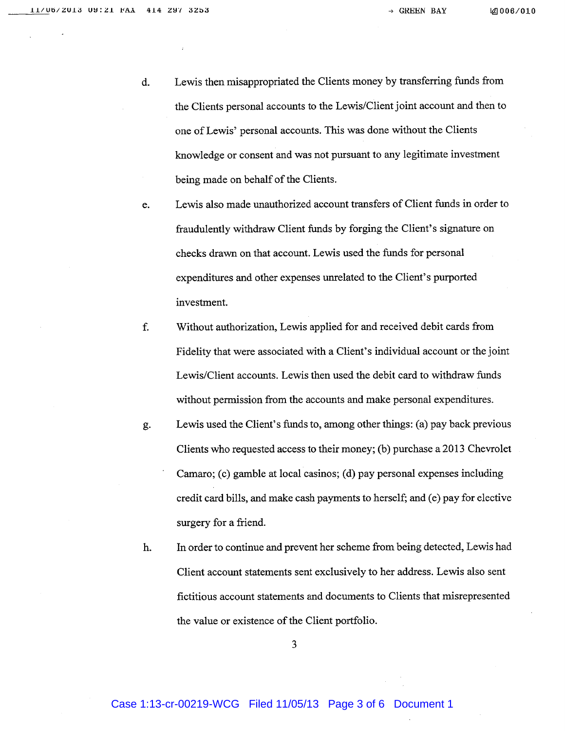d. Lewis then misappropriated the Clients money by transferring funds from the Clients personal accounts to the Lewis/Client joint account and then to one of Lewis' personal accounts. This was done without the Clients knowledge or consent and was not pursuant to any legitimate investment being made on behalf of the Clients.

e. Lewis also made unauthorized account transfers of Client funds in order to fraudulently withdraw Client funds by forging the Client's signature on checks drawn on that account. Lewis used the funds for personal expenditures and other expenses unrelated to the Client's purported investment.

f. Without authorization, Lewis applied for and received debit cards from Fidelity that were associated with a Client's individual account or the joint Lewis/Client accounts. Lewis then used the debit card to withdraw funds without permission from the accounts and make personal expenditures.

g. Lewis used the Client's funds to, among other things: (a) pay back previous Clients who requested access to their money; (b) purchase a 2013 Chevrolet Camaro; (c) gamble at local casinos; (d) pay personal expenses including credit card bills, and make cash payments to herself; and (e) pay for elective surgery for a friend.

h. In order to continue and prevent her scheme from being detected, Lewis had Client account statements sent exclusively to her address. Lewis also sent fictitious account statements and documents to Clients that misrepresented the value or existence of the Client portfolio.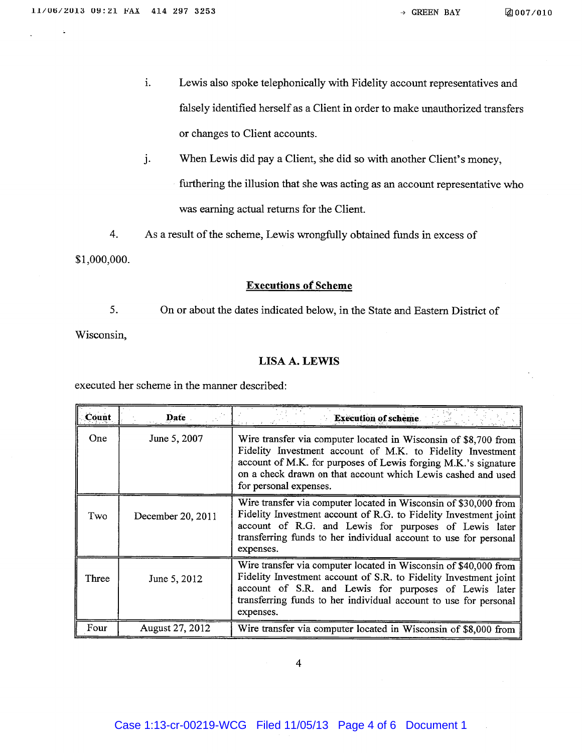i. Lewis also spoke telephonically with Fidelity account representatives and falsely identified herself as a Client in order to make unauthorized transfers or changes to Client accounts.

j. When Lewis did pay a Client, she did so with another Client's money, furthering the illusion that she was acting as an account representative who was earning actual returns for the Client.

4. As a result of the scheme, Lewis wrongfully obtained funds in excess of $1,000,000.

## Executions of Scheme

5. On or about the dates indicated below, in the State and Eastern District of Wisconsin,

**LISA A. LEWIS**

executed her scheme in the manner described:

| Count | Date | Execution of scheme |
|---|---|---|
| One | June 5, 2007 | Wire transfer via computer located in Wisconsin of $8,700 from Fidelity Investment account of M.K. to Fidelity Investment account of M.K. for purposes of Lewis forging M.K.'s signature on a check drawn on that account which Lewis cashed and used for personal expenses. |
| Two | December 20, 2011 | Wire transfer via computer located in Wisconsin of $30,000 from Fidelity Investment account of R.G. to Fidelity Investment joint account of R.G. and Lewis for purposes of Lewis later transferring funds to her individual account to use for personal expenses. |
| Three | June 5, 2012 | Wire transfer via computer located in Wisconsin of $40,000 from Fidelity Investment account of S.R. to Fidelity Investment joint account of S.R. and Lewis for purposes of Lewis later transferring funds to her individual account to use for personal expenses. |
| Four | August 27, 2012 | Wire transfer via computer located in Wisconsin of $8,000 from |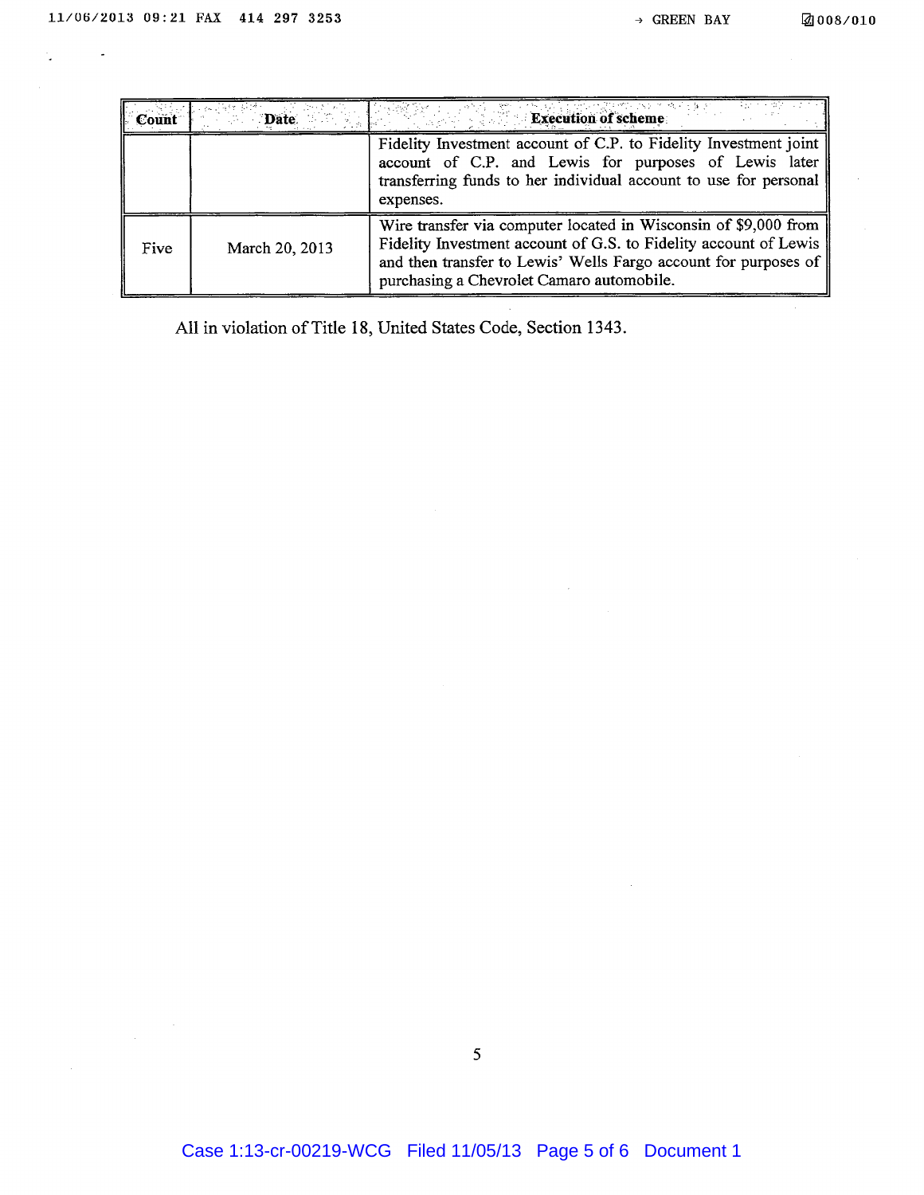| Count | Date | Execution of scheme |
|---|---|---|
| | | Fidelity Investment account of C.P. to Fidelity Investment joint account of C.P. and Lewis for purposes of Lewis later transferring funds to her individual account to use for personal expenses. |
| Five | March 20, 2013 | Wire transfer via computer located in Wisconsin of $9,000 from Fidelity Investment account of G.S. to Fidelity account of Lewis and then transfer to Lewis' Wells Fargo account for purposes of purchasing a Chevrolet Camaro automobile. |

All in violation of Title 18, United States Code, Section 1343.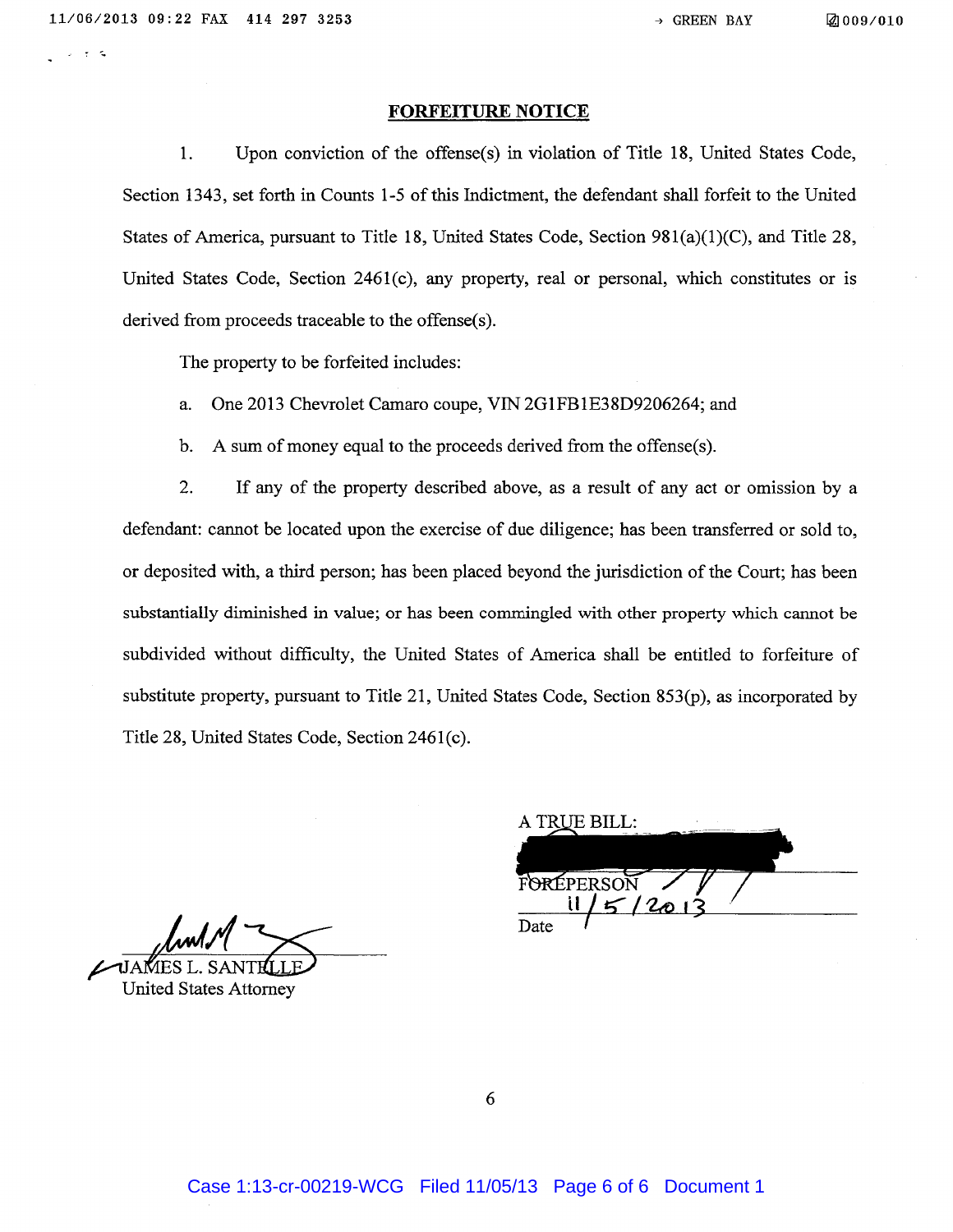## FORFEITURE NOTICE

1. Upon conviction of the offense(s) in violation of Title 18, United States Code, Section 1343, set forth in Counts 1-5 of this Indictment, the defendant shall forfeit to the United States of America, pursuant to Title 18, United States Code, Section 981(a)(1)(C), and Title 28, United States Code, Section 2461(c), any property, real or personal, which constitutes or is derived from proceeds traceable to the offense(s).

The property to be forfeited includes:

a. One 2013 Chevrolet Camaro coupe, VIN 2G1FB1E38D9206264; and

b. A sum of money equal to the proceeds derived from the offense(s).

2. If any of the property described above, as a result of any act or omission by a defendant: cannot be located upon the exercise of due diligence; has been transferred or sold to, or deposited with, a third person; has been placed beyond the jurisdiction of the Court; has been substantially diminished in value; or has been commingled with other property which cannot be subdivided without difficulty, the United States of America shall be entitled to forfeiture of substitute property, pursuant to Title 21, United States Code, Section 853(p), as incorporated by Title 28, United States Code, Section 2461(c).

A TRUE BILL:

FOREPERSON

11/5/2013
Date

JAMES L. SANTELLE
United States Attorney